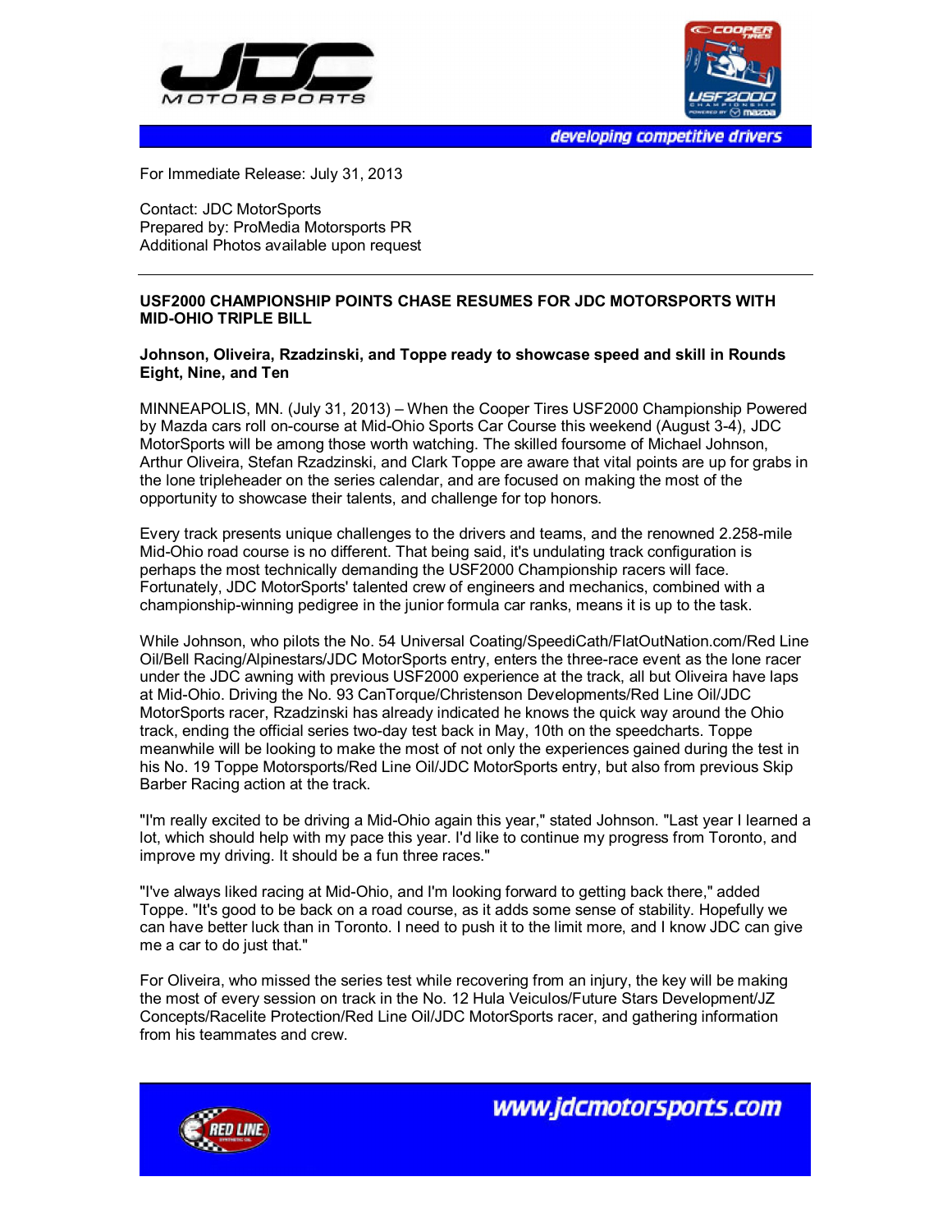For Immediate Release: July 31, 2013

Contact: JDC MotorSports
Prepared by: ProMedia Motorsports PR
Additional Photos available upon request

---

**USF2000 CHAMPIONSHIP POINTS CHASE RESUMES FOR JDC MOTORSPORTS WITH MID-OHIO TRIPLE BILL**

**Johnson, Oliveira, Rzadzinski, and Toppe ready to showcase speed and skill in Rounds Eight, Nine, and Ten**

MINNEAPOLIS, MN. (July 31, 2013) – When the Cooper Tires USF2000 Championship Powered by Mazda cars roll on-course at Mid-Ohio Sports Car Course this weekend (August 3-4), JDC MotorSports will be among those worth watching. The skilled foursome of Michael Johnson, Arthur Oliveira, Stefan Rzadzinski, and Clark Toppe are aware that vital points are up for grabs in the lone tripleheader on the series calendar, and are focused on making the most of the opportunity to showcase their talents, and challenge for top honors.

Every track presents unique challenges to the drivers and teams, and the renowned 2.258-mile Mid-Ohio road course is no different. That being said, it's undulating track configuration is perhaps the most technically demanding the USF2000 Championship racers will face. Fortunately, JDC MotorSports' talented crew of engineers and mechanics, combined with a championship-winning pedigree in the junior formula car ranks, means it is up to the task.

While Johnson, who pilots the No. 54 Universal Coating/SpeediCath/FlatOutNation.com/Red Line Oil/Bell Racing/Alpinestars/JDC MotorSports entry, enters the three-race event as the lone racer under the JDC awning with previous USF2000 experience at the track, all but Oliveira have laps at Mid-Ohio. Driving the No. 93 CanTorque/Christenson Developments/Red Line Oil/JDC MotorSports racer, Rzadzinski has already indicated he knows the quick way around the Ohio track, ending the official series two-day test back in May, 10th on the speedcharts. Toppe meanwhile will be looking to make the most of not only the experiences gained during the test in his No. 19 Toppe Motorsports/Red Line Oil/JDC MotorSports entry, but also from previous Skip Barber Racing action at the track.

"I'm really excited to be driving a Mid-Ohio again this year," stated Johnson. "Last year I learned a lot, which should help with my pace this year. I'd like to continue my progress from Toronto, and improve my driving. It should be a fun three races."

"I've always liked racing at Mid-Ohio, and I'm looking forward to getting back there," added Toppe. "It's good to be back on a road course, as it adds some sense of stability. Hopefully we can have better luck than in Toronto. I need to push it to the limit more, and I know JDC can give me a car to do just that."

For Oliveira, who missed the series test while recovering from an injury, the key will be making the most of every session on track in the No. 12 Hula Veiculos/Future Stars Development/JZ Concepts/Racelite Protection/Red Line Oil/JDC MotorSports racer, and gathering information from his teammates and crew.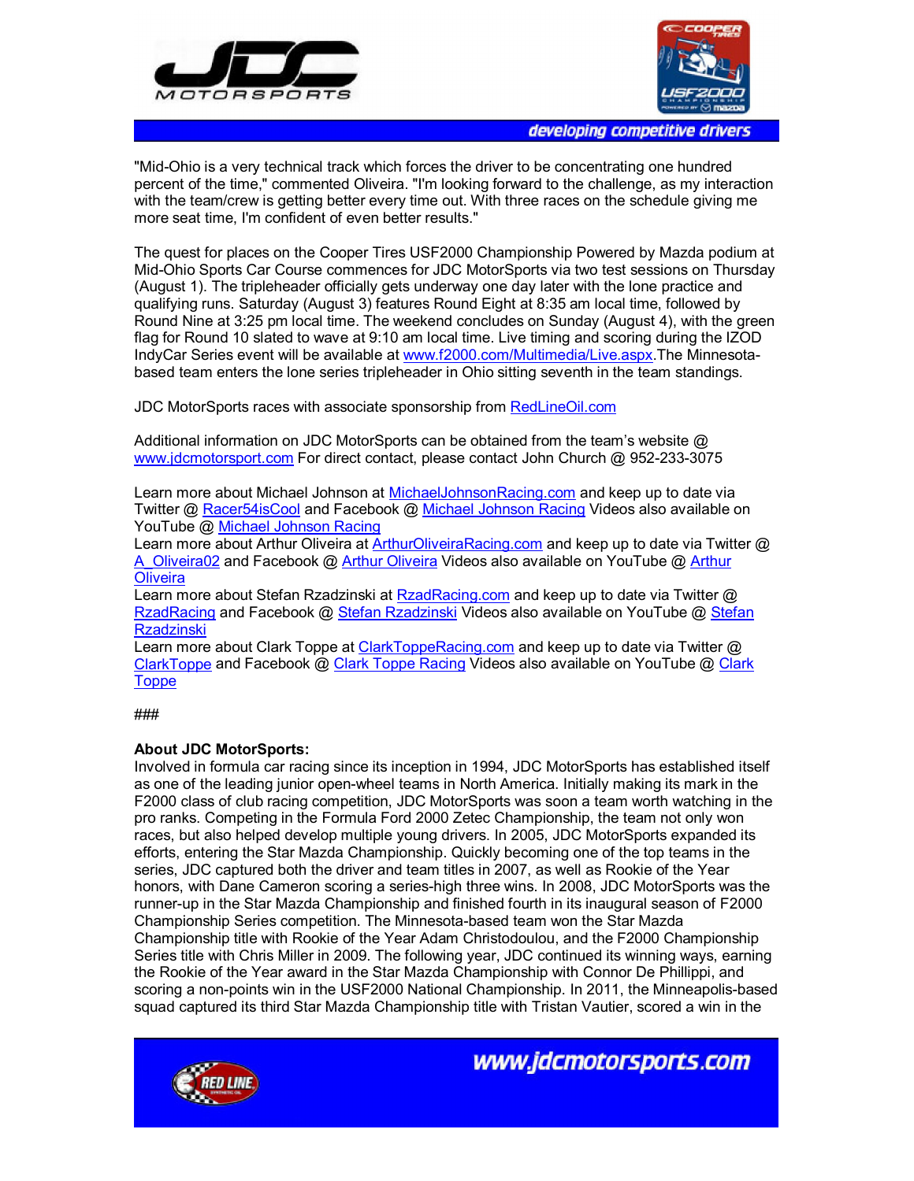"Mid-Ohio is a very technical track which forces the driver to be concentrating one hundred percent of the time," commented Oliveira. "I'm looking forward to the challenge, as my interaction with the team/crew is getting better every time out. With three races on the schedule giving me more seat time, I'm confident of even better results."

The quest for places on the Cooper Tires USF2000 Championship Powered by Mazda podium at Mid-Ohio Sports Car Course commences for JDC MotorSports via two test sessions on Thursday (August 1). The tripleheader officially gets underway one day later with the lone practice and qualifying runs. Saturday (August 3) features Round Eight at 8:35 am local time, followed by Round Nine at 3:25 pm local time. The weekend concludes on Sunday (August 4), with the green flag for Round 10 slated to wave at 9:10 am local time. Live timing and scoring during the IZOD IndyCar Series event will be available at www.f2000.com/Multimedia/Live.aspx.The Minnesota-based team enters the lone series tripleheader in Ohio sitting seventh in the team standings.

JDC MotorSports races with associate sponsorship from RedLineOil.com

Additional information on JDC MotorSports can be obtained from the team's website @ www.jdcmotorsport.com For direct contact, please contact John Church @ 952-233-3075

Learn more about Michael Johnson at MichaelJohnsonRacing.com and keep up to date via Twitter @ Racer54isCool and Facebook @ Michael Johnson Racing Videos also available on YouTube @ Michael Johnson Racing
Learn more about Arthur Oliveira at ArthurOliveiraRacing.com and keep up to date via Twitter @ A_Oliveira02 and Facebook @ Arthur Oliveira Videos also available on YouTube @ Arthur Oliveira
Learn more about Stefan Rzadzinski at RzadRacing.com and keep up to date via Twitter @ RzadRacing and Facebook @ Stefan Rzadzinski Videos also available on YouTube @ Stefan Rzadzinski
Learn more about Clark Toppe at ClarkToppeRacing.com and keep up to date via Twitter @ ClarkToppe and Facebook @ Clark Toppe Racing Videos also available on YouTube @ Clark Toppe

###

**About JDC MotorSports:**
Involved in formula car racing since its inception in 1994, JDC MotorSports has established itself as one of the leading junior open-wheel teams in North America. Initially making its mark in the F2000 class of club racing competition, JDC MotorSports was soon a team worth watching in the pro ranks. Competing in the Formula Ford 2000 Zetec Championship, the team not only won races, but also helped develop multiple young drivers. In 2005, JDC MotorSports expanded its efforts, entering the Star Mazda Championship. Quickly becoming one of the top teams in the series, JDC captured both the driver and team titles in 2007, as well as Rookie of the Year honors, with Dane Cameron scoring a series-high three wins. In 2008, JDC MotorSports was the runner-up in the Star Mazda Championship and finished fourth in its inaugural season of F2000 Championship Series competition. The Minnesota-based team won the Star Mazda Championship title with Rookie of the Year Adam Christodoulou, and the F2000 Championship Series title with Chris Miller in 2009. The following year, JDC continued its winning ways, earning the Rookie of the Year award in the Star Mazda Championship with Connor De Phillippi, and scoring a non-points win in the USF2000 National Championship. In 2011, the Minneapolis-based squad captured its third Star Mazda Championship title with Tristan Vautier, scored a win in the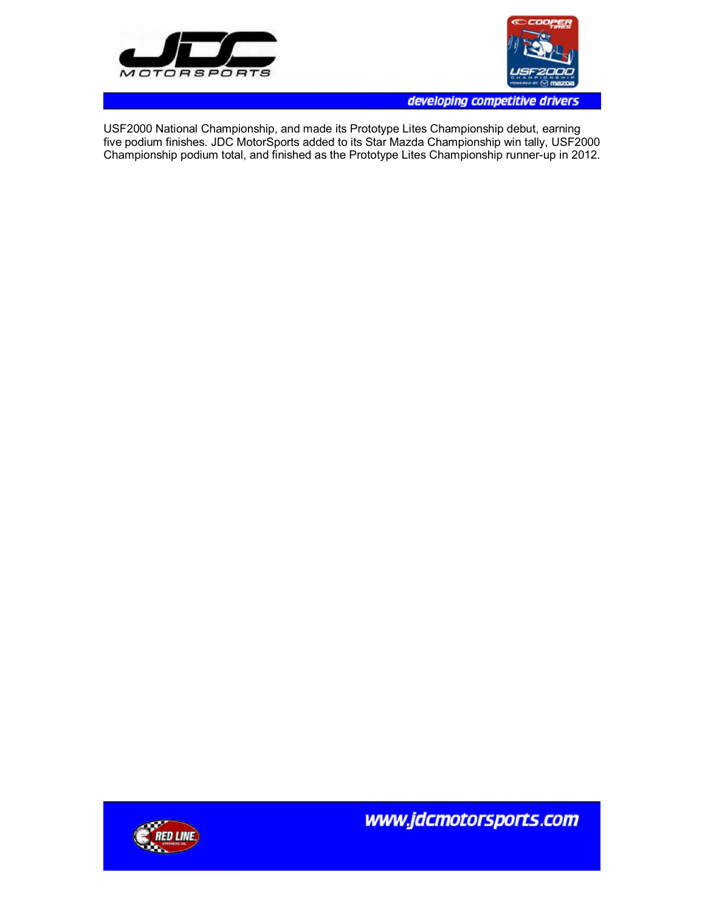USF2000 National Championship, and made its Prototype Lites Championship debut, earning five podium finishes. JDC MotorSports added to its Star Mazda Championship win tally, USF2000 Championship podium total, and finished as the Prototype Lites Championship runner-up in 2012.